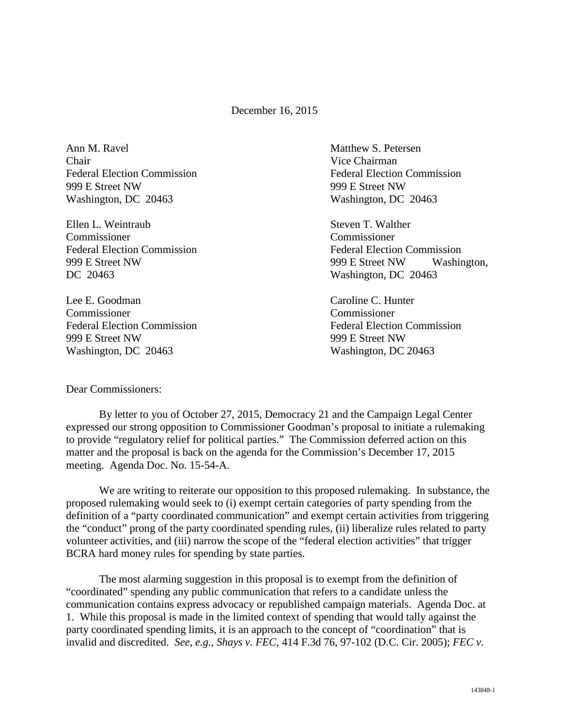December 16, 2015

Ann M. Ravel
Chair
Federal Election Commission
999 E Street NW
Washington, DC 20463

Matthew S. Petersen
Vice Chairman
Federal Election Commission
999 E Street NW
Washington, DC 20463

Ellen L. Weintraub
Commissioner
Federal Election Commission
999 E Street NW
Washington, DC 20463

Steven T. Walther
Commissioner
Federal Election Commission
999 E Street NW Washington,
Washington, DC 20463

Lee E. Goodman
Commissioner
Federal Election Commission
999 E Street NW
Washington, DC 20463

Caroline C. Hunter
Commissioner
Federal Election Commission
999 E Street NW
Washington, DC 20463

Dear Commissioners:

By letter to you of October 27, 2015, Democracy 21 and the Campaign Legal Center expressed our strong opposition to Commissioner Goodman's proposal to initiate a rulemaking to provide "regulatory relief for political parties." The Commission deferred action on this matter and the proposal is back on the agenda for the Commission's December 17, 2015 meeting. Agenda Doc. No. 15-54-A.

We are writing to reiterate our opposition to this proposed rulemaking. In substance, the proposed rulemaking would seek to (i) exempt certain categories of party spending from the definition of a "party coordinated communication" and exempt certain activities from triggering the "conduct" prong of the party coordinated spending rules, (ii) liberalize rules related to party volunteer activities, and (iii) narrow the scope of the "federal election activities" that trigger BCRA hard money rules for spending by state parties.

The most alarming suggestion in this proposal is to exempt from the definition of "coordinated" spending any public communication that refers to a candidate unless the communication contains express advocacy or republished campaign materials. Agenda Doc. at 1. While this proposal is made in the limited context of spending that would tally against the party coordinated spending limits, it is an approach to the concept of "coordination" that is invalid and discredited. *See, e.g., Shays v. FEC*, 414 F.3d 76, 97-102 (D.C. Cir. 2005); *FEC v.*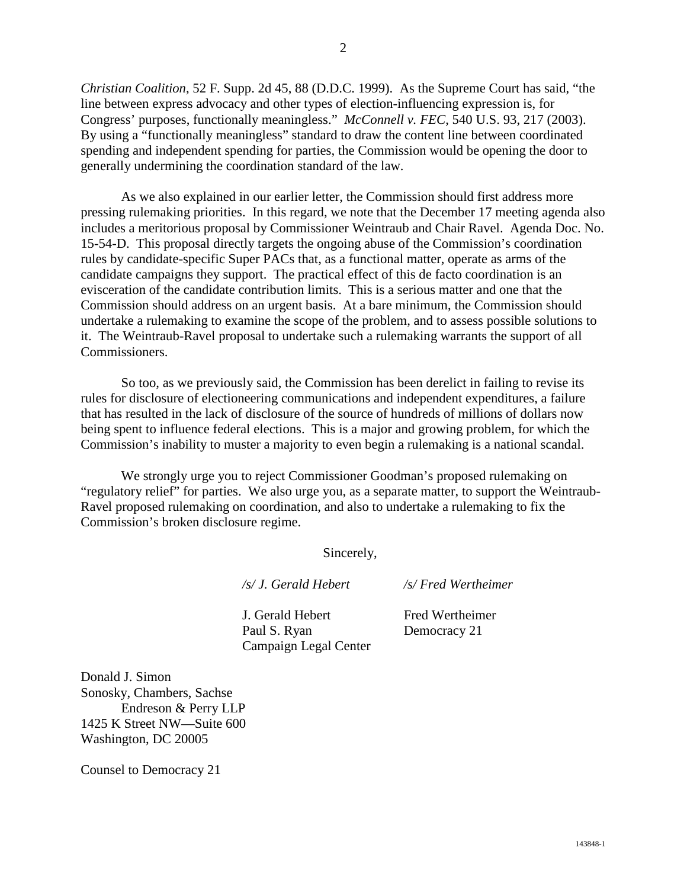*Christian Coalition*, 52 F. Supp. 2d 45, 88 (D.D.C. 1999). As the Supreme Court has said, "the line between express advocacy and other types of election-influencing expression is, for Congress' purposes, functionally meaningless." *McConnell v. FEC*, 540 U.S. 93, 217 (2003). By using a "functionally meaningless" standard to draw the content line between coordinated spending and independent spending for parties, the Commission would be opening the door to generally undermining the coordination standard of the law.

As we also explained in our earlier letter, the Commission should first address more pressing rulemaking priorities. In this regard, we note that the December 17 meeting agenda also includes a meritorious proposal by Commissioner Weintraub and Chair Ravel. Agenda Doc. No. 15-54-D. This proposal directly targets the ongoing abuse of the Commission's coordination rules by candidate-specific Super PACs that, as a functional matter, operate as arms of the candidate campaigns they support. The practical effect of this de facto coordination is an evisceration of the candidate contribution limits. This is a serious matter and one that the Commission should address on an urgent basis. At a bare minimum, the Commission should undertake a rulemaking to examine the scope of the problem, and to assess possible solutions to it. The Weintraub-Ravel proposal to undertake such a rulemaking warrants the support of all Commissioners.

So too, as we previously said, the Commission has been derelict in failing to revise its rules for disclosure of electioneering communications and independent expenditures, a failure that has resulted in the lack of disclosure of the source of hundreds of millions of dollars now being spent to influence federal elections. This is a major and growing problem, for which the Commission's inability to muster a majority to even begin a rulemaking is a national scandal.

We strongly urge you to reject Commissioner Goodman's proposed rulemaking on "regulatory relief" for parties. We also urge you, as a separate matter, to support the Weintraub-Ravel proposed rulemaking on coordination, and also to undertake a rulemaking to fix the Commission's broken disclosure regime.

Sincerely,

*/s/ J. Gerald Hebert* *　　/s/ Fred Wertheimer*

J. Gerald Hebert
Paul S. Ryan
Campaign Legal Center

Fred Wertheimer
Democracy 21

Donald J. Simon
Sonosky, Chambers, Sachse
Endreson & Perry LLP
1425 K Street NW—Suite 600
Washington, DC 20005

Counsel to Democracy 21

143848-1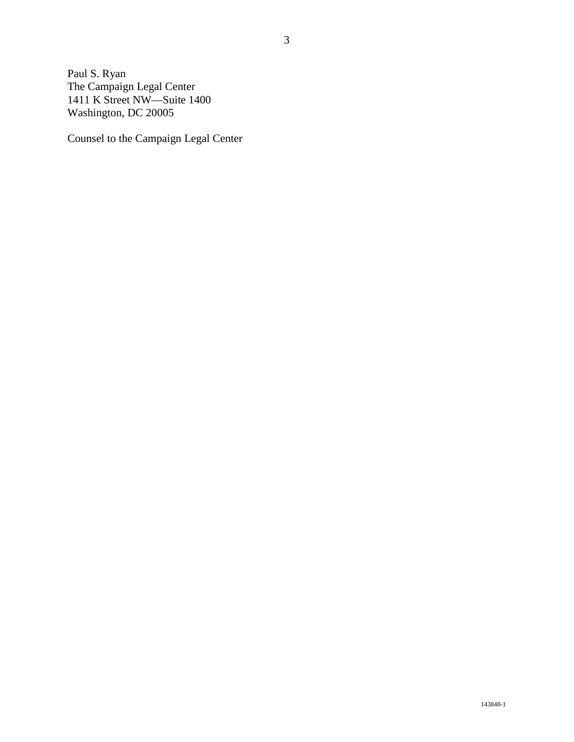Paul S. Ryan
The Campaign Legal Center
1411 K Street NW—Suite 1400
Washington, DC 20005

Counsel to the Campaign Legal Center

143848-1